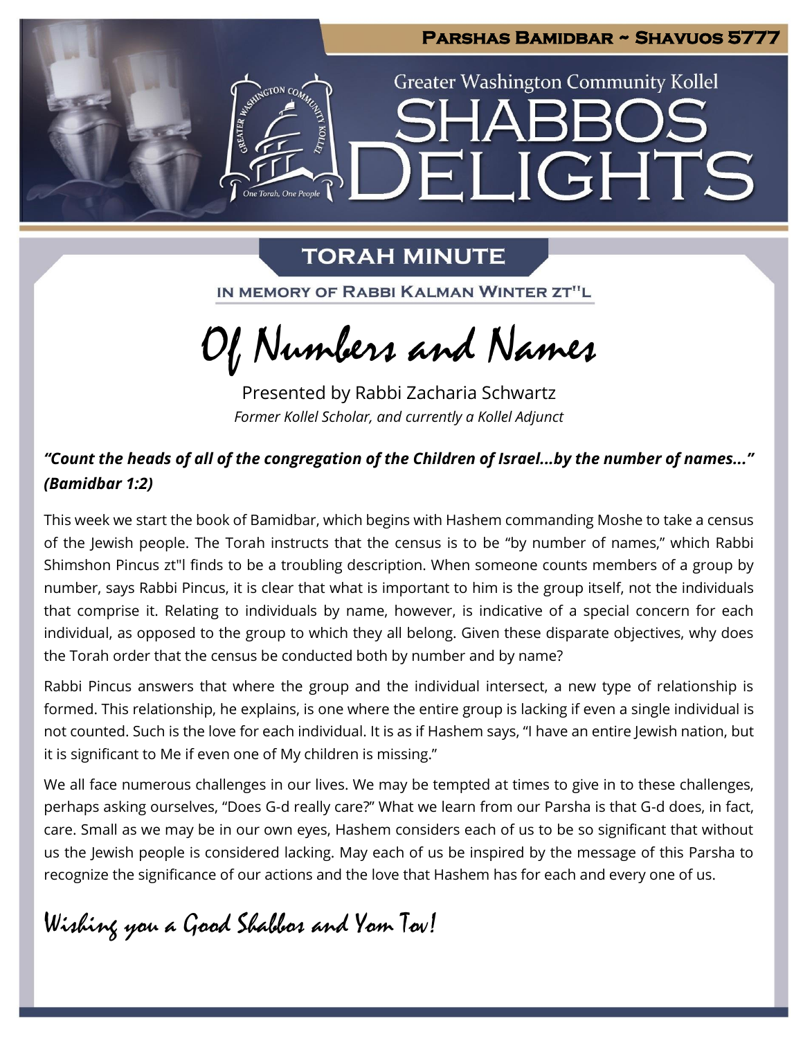**Parshas Bamidbar ~ Shavuos 5777**

Greater Washington Community Kollel

# SHABBOS DELIGHTS

## TORAH MINUTE

IN MEMORY OF RABBI KALMAN WINTER ZT"L

# Of Numbers and Names

Presented by Rabbi Zacharia Schwartz

*Former Kollel Scholar, and currently a Kollel Adjunct*

***"Count the heads of all of the congregation of the Children of Israel...by the number of names..." (Bamidbar 1:2)***

This week we start the book of Bamidbar, which begins with Hashem commanding Moshe to take a census of the Jewish people. The Torah instructs that the census is to be "by number of names," which Rabbi Shimshon Pincus zt"l finds to be a troubling description. When someone counts members of a group by number, says Rabbi Pincus, it is clear that what is important to him is the group itself, not the individuals that comprise it. Relating to individuals by name, however, is indicative of a special concern for each individual, as opposed to the group to which they all belong. Given these disparate objectives, why does the Torah order that the census be conducted both by number and by name?

Rabbi Pincus answers that where the group and the individual intersect, a new type of relationship is formed. This relationship, he explains, is one where the entire group is lacking if even a single individual is not counted. Such is the love for each individual. It is as if Hashem says, "I have an entire Jewish nation, but it is significant to Me if even one of My children is missing."

We all face numerous challenges in our lives. We may be tempted at times to give in to these challenges, perhaps asking ourselves, "Does G-d really care?" What we learn from our Parsha is that G-d does, in fact, care. Small as we may be in our own eyes, Hashem considers each of us to be so significant that without us the Jewish people is considered lacking. May each of us be inspired by the message of this Parsha to recognize the significance of our actions and the love that Hashem has for each and every one of us.

*Wishing you a Good Shabbos and Yom Tov!*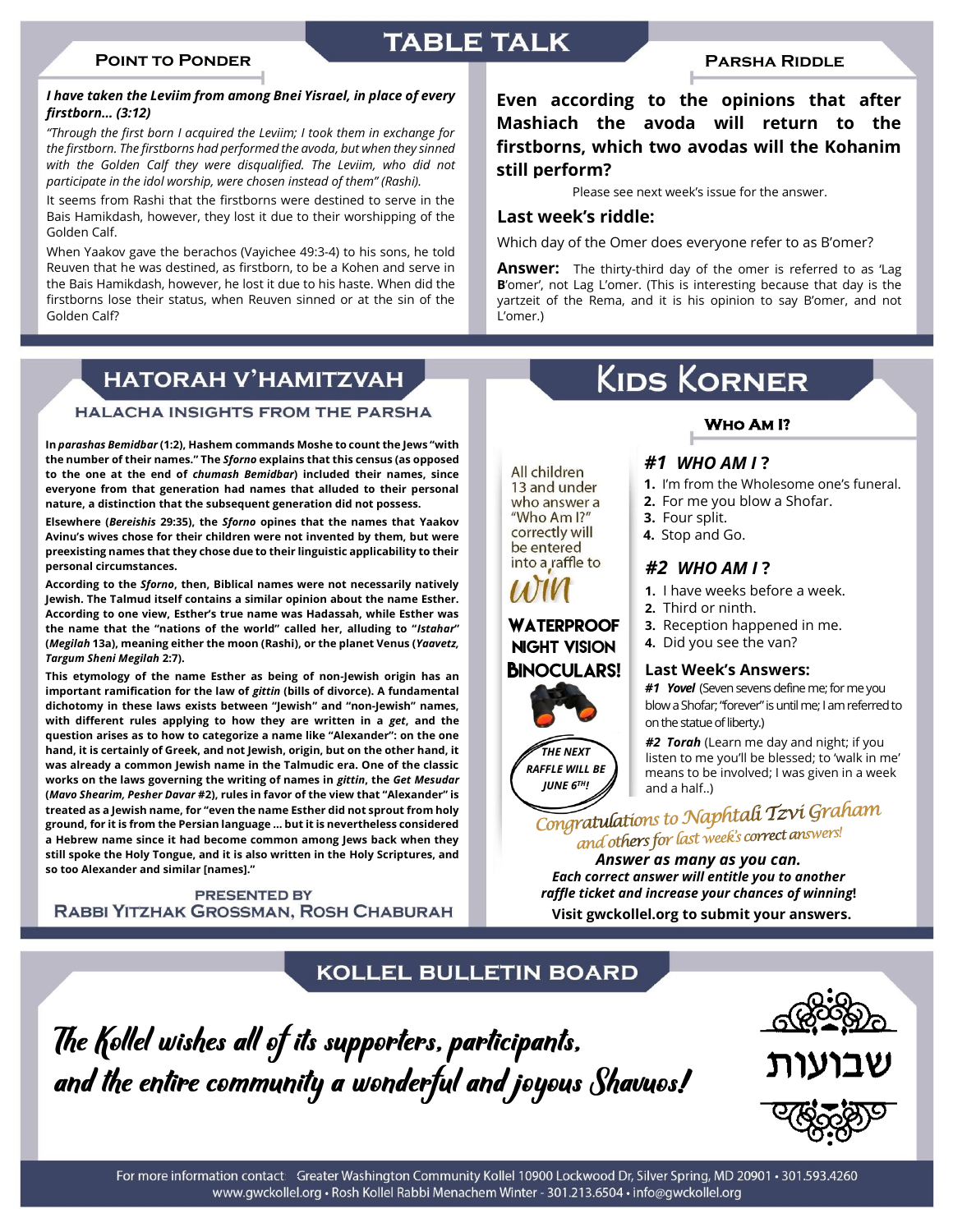# TABLE TALK

## Point to Ponder

***I have taken the Leviim from among Bnei Yisrael, in place of every firstborn... (3:12)***

*"Through the first born I acquired the Leviim; I took them in exchange for the firstborn. The firstborns had performed the avoda, but when they sinned with the Golden Calf they were disqualified. The Leviim, who did not participate in the idol worship, were chosen instead of them" (Rashi).*

It seems from Rashi that the firstborns were destined to serve in the Bais Hamikdash, however, they lost it due to their worshipping of the Golden Calf.

When Yaakov gave the berachos (Vayichee 49:3-4) to his sons, he told Reuven that he was destined, as firstborn, to be a Kohen and serve in the Bais Hamikdash, however, he lost it due to his haste. When did the firstborns lose their status, when Reuven sinned or at the sin of the Golden Calf?

## Parsha Riddle

**Even according to the opinions that after Mashiach the avoda will return to the firstborns, which two avodas will the Kohanim still perform?**

Please see next week's issue for the answer.

**Last week's riddle:**

Which day of the Omer does everyone refer to as B'omer?

**Answer:** The thirty-third day of the omer is referred to as 'Lag **B**'omer', not Lag L'omer. (This is interesting because that day is the yartzeit of the Rema, and it is his opinion to say B'omer, and not L'omer.)

# HATORAH V'HAMITZVAH

## HALACHA INSIGHTS FROM THE PARSHA

**In *parashas Bemidbar* (1:2), Hashem commands Moshe to count the Jews "with the number of their names." The *Sforno* explains that this census (as opposed to the one at the end of *chumash Bemidbar*) included their names, since everyone from that generation had names that alluded to their personal nature, a distinction that the subsequent generation did not possess.**

**Elsewhere (*Bereishis* 29:35), the *Sforno* opines that the names that Yaakov Avinu's wives chose for their children were not invented by them, but were preexisting names that they chose due to their linguistic applicability to their personal circumstances.**

**According to the *Sforno*, then, Biblical names were not necessarily natively Jewish. The Talmud itself contains a similar opinion about the name Esther. According to one view, Esther's true name was Hadassah, while Esther was the name that the "nations of the world" called her, alluding to "*Istahar*" (*Megilah* 13a), meaning either the moon (Rashi), or the planet Venus (*Yaavetz, Targum Sheni Megilah* 2:7).**

**This etymology of the name Esther as being of non-Jewish origin has an important ramification for the law of *gittin* (bills of divorce). A fundamental dichotomy in these laws exists between "Jewish" and "non-Jewish" names, with different rules applying to how they are written in a *get*, and the question arises as to how to categorize a name like "Alexander": on the one hand, it is certainly of Greek, and not Jewish, origin, but on the other hand, it was already a common Jewish name in the Talmudic era. One of the classic works on the laws governing the writing of names in *gittin*, the *Get Mesudar* (*Mavo Shearim, Pesher Davar* #2), rules in favor of the view that "Alexander" is treated as a Jewish name, for "even the name Esther did not sprout from holy ground, for it is from the Persian language ... but it is nevertheless considered a Hebrew name since it had become common among Jews back when they still spoke the Holy Tongue, and it is also written in the Holy Scriptures, and so too Alexander and similar [names]."**

PRESENTED BY
RABBI YITZHAK GROSSMAN, ROSH CHABURAH

# KIDS KORNER

## Who Am I?

All children 13 and under who answer a "Who Am I?" correctly will be entered into a raffle to win

**WATERPROOF NIGHT VISION BINOCULARS!**

*THE NEXT RAFFLE WILL BE JUNE 6TH!*

### #1 WHO AM I ?

1. I'm from the Wholesome one's funeral.
2. For me you blow a Shofar.
3. Four split.
4. Stop and Go.

### #2 WHO AM I ?

1. I have weeks before a week.
2. Third or ninth.
3. Reception happened in me.
4. Did you see the van?

**Last Week's Answers:**

***#1 Yovel*** (Seven sevens define me; for me you blow a Shofar; "forever" is until me; I am referred to on the statue of liberty.)

***#2 Torah*** (Learn me day and night; if you listen to me you'll be blessed; to 'walk in me' means to be involved; I was given in a week and a half..)

*Congratulations to Naphtali Tzvi Graham and others for last week's correct answers!*

***Answer as many as you can.***
***Each correct answer will entitle you to another raffle ticket and increase your chances of winning!***
**Visit gwckollel.org to submit your answers.**

# KOLLEL BULLETIN BOARD

*The Kollel wishes all of its supporters, participants, and the entire community a wonderful and joyous Shavuos!*

שבועות

For more information contact: Greater Washington Community Kollel 10900 Lockwood Dr, Silver Spring, MD 20901 • 301.593.4260
www.gwckollel.org • Rosh Kollel Rabbi Menachem Winter - 301.213.6504 • info@gwckollel.org